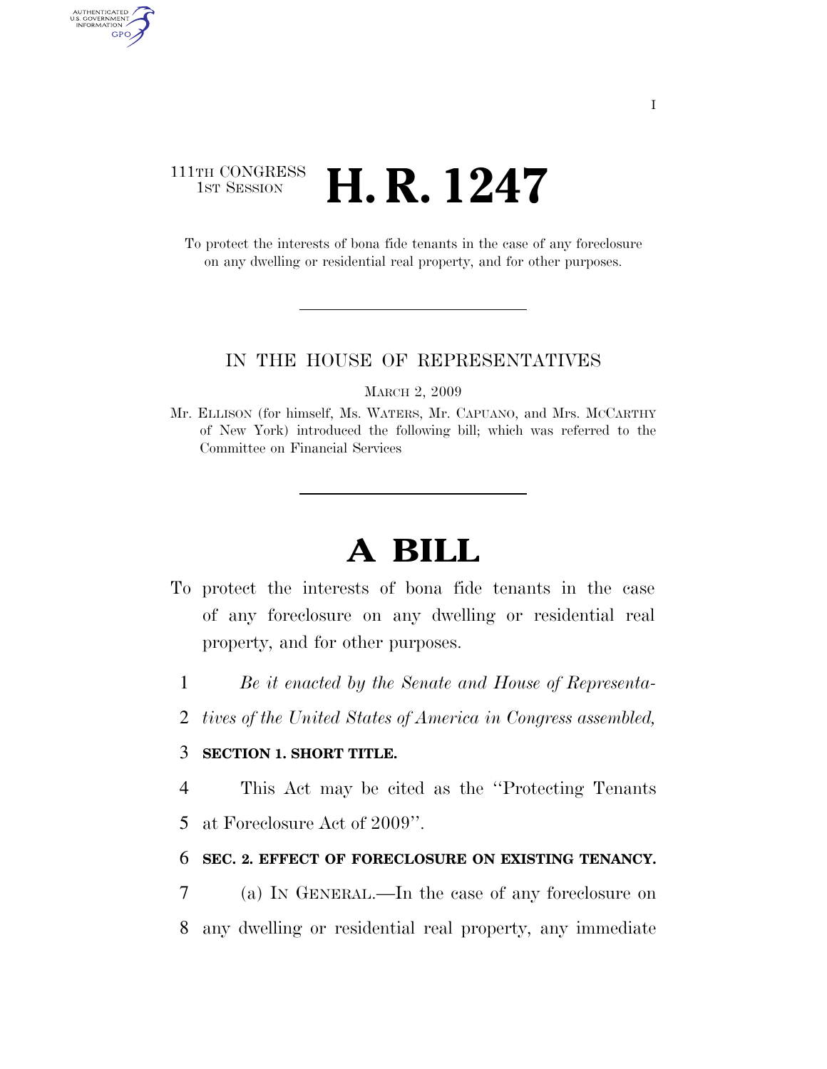111TH CONGRESS
1ST SESSION

# H. R. 1247

To protect the interests of bona fide tenants in the case of any foreclosure on any dwelling or residential real property, and for other purposes.

---

IN THE HOUSE OF REPRESENTATIVES

MARCH 2, 2009

Mr. ELLISON (for himself, Ms. WATERS, Mr. CAPUANO, and Mrs. MCCARTHY of New York) introduced the following bill; which was referred to the Committee on Financial Services

---

# A BILL

To protect the interests of bona fide tenants in the case of any foreclosure on any dwelling or residential real property, and for other purposes.

1 *Be it enacted by the Senate and House of Representa-*
2 *tives of the United States of America in Congress assembled,*

3 **SECTION 1. SHORT TITLE.**

4 This Act may be cited as the ''Protecting Tenants
5 at Foreclosure Act of 2009''.

6 **SEC. 2. EFFECT OF FORECLOSURE ON EXISTING TENANCY.**

7 (a) IN GENERAL.—In the case of any foreclosure on
8 any dwelling or residential real property, any immediate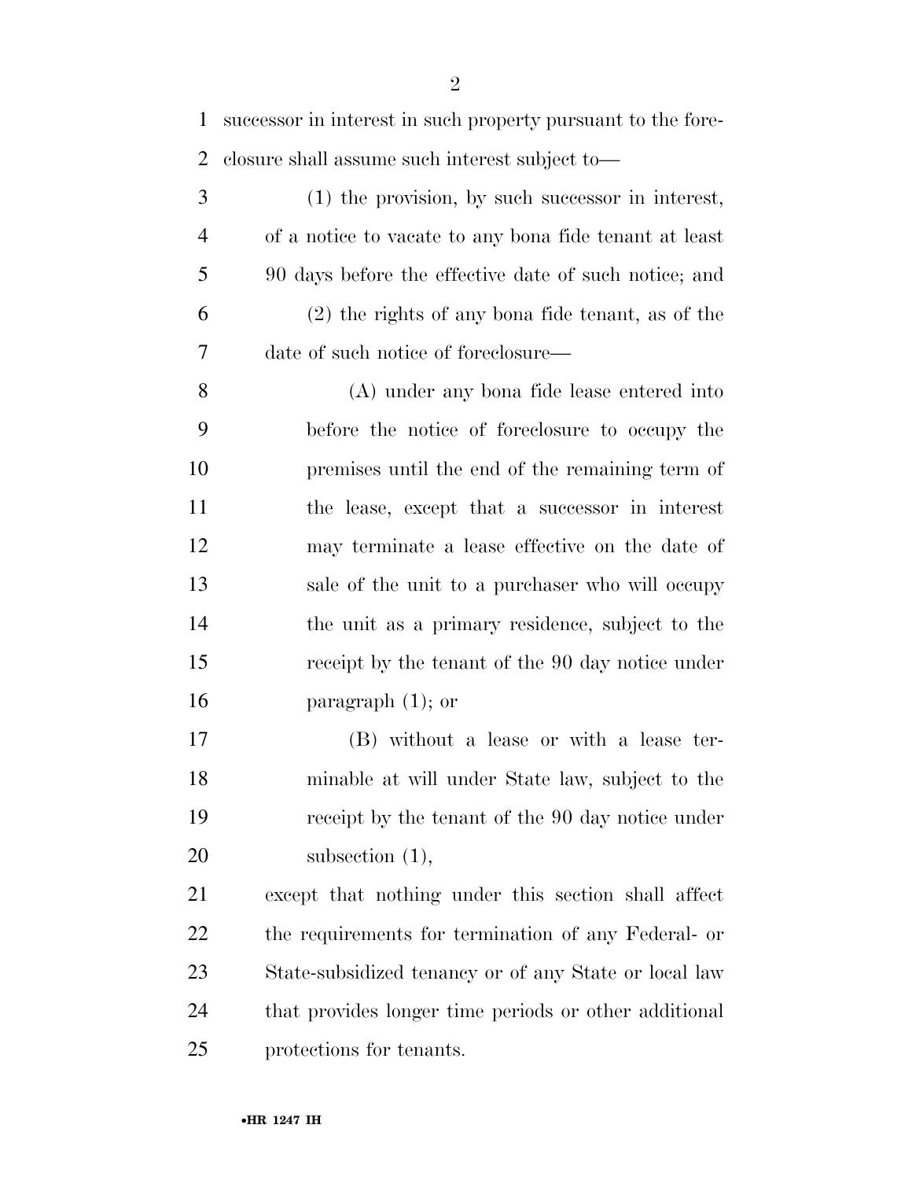successor in interest in such property pursuant to the foreclosure shall assume such interest subject to—

(1) the provision, by such successor in interest, of a notice to vacate to any bona fide tenant at least 90 days before the effective date of such notice; and

(2) the rights of any bona fide tenant, as of the date of such notice of foreclosure—

(A) under any bona fide lease entered into before the notice of foreclosure to occupy the premises until the end of the remaining term of the lease, except that a successor in interest may terminate a lease effective on the date of sale of the unit to a purchaser who will occupy the unit as a primary residence, subject to the receipt by the tenant of the 90 day notice under paragraph (1); or

(B) without a lease or with a lease terminable at will under State law, subject to the receipt by the tenant of the 90 day notice under subsection (1),

except that nothing under this section shall affect the requirements for termination of any Federal- or State-subsidized tenancy or of any State or local law that provides longer time periods or other additional protections for tenants.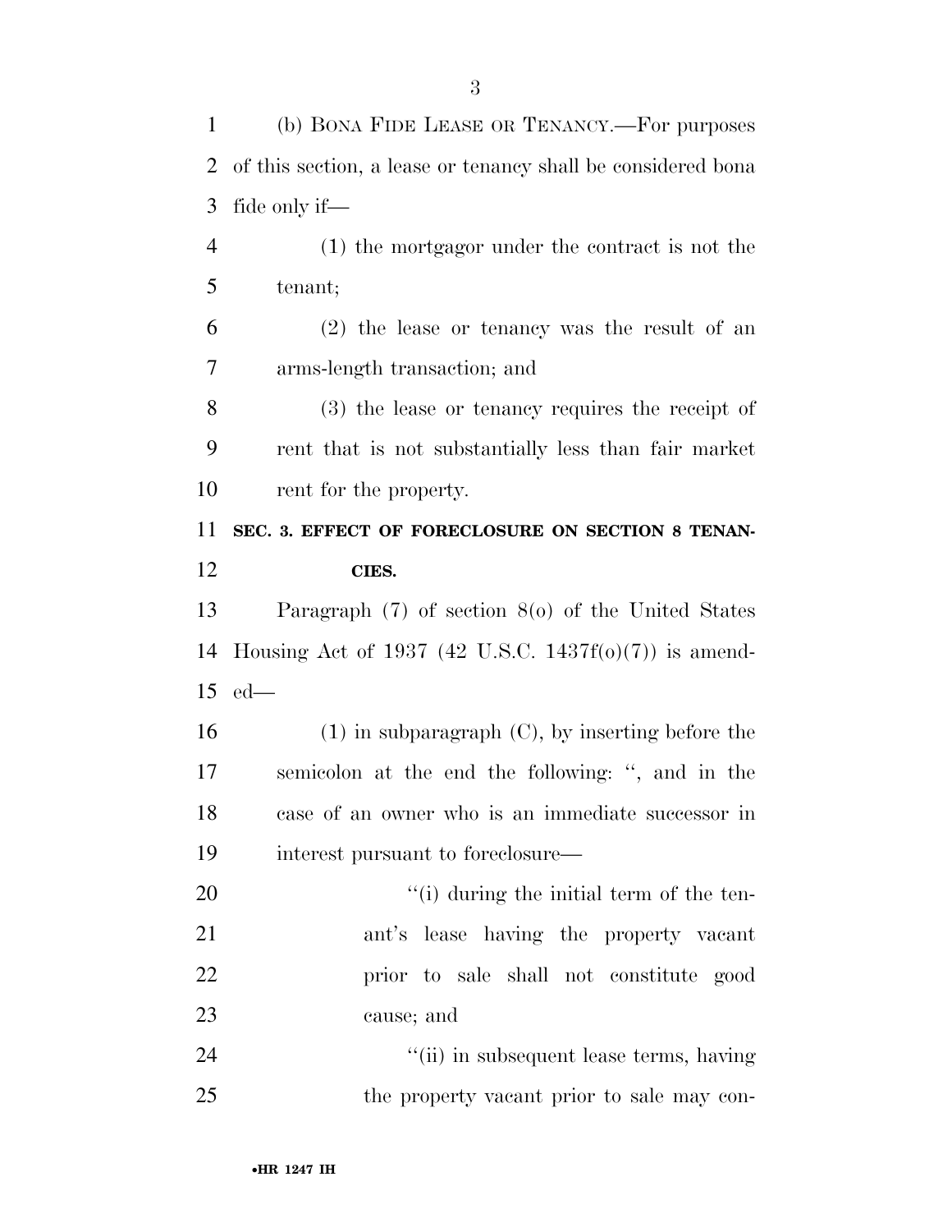(b) BONA FIDE LEASE OR TENANCY.—For purposes of this section, a lease or tenancy shall be considered bona fide only if—

(1) the mortgagor under the contract is not the tenant;

(2) the lease or tenancy was the result of an arms-length transaction; and

(3) the lease or tenancy requires the receipt of rent that is not substantially less than fair market rent for the property.

**SEC. 3. EFFECT OF FORECLOSURE ON SECTION 8 TENANCIES.**

Paragraph (7) of section 8(o) of the United States Housing Act of 1937 (42 U.S.C. 1437f(o)(7)) is amended—

(1) in subparagraph (C), by inserting before the semicolon at the end the following: ", and in the case of an owner who is an immediate successor in interest pursuant to foreclosure—

"(i) during the initial term of the tenant's lease having the property vacant prior to sale shall not constitute good cause; and

"(ii) in subsequent lease terms, having the property vacant prior to sale may con-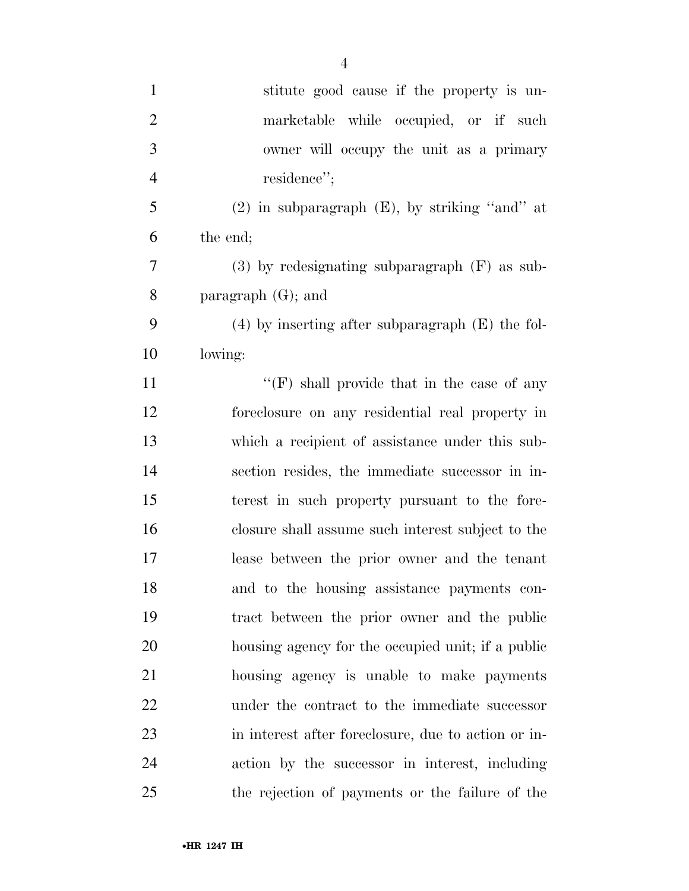stitute good cause if the property is unmarketable while occupied, or if such owner will occupy the unit as a primary residence'';

(2) in subparagraph (E), by striking ''and'' at the end;

(3) by redesignating subparagraph (F) as subparagraph (G); and

(4) by inserting after subparagraph (E) the following:

''(F) shall provide that in the case of any foreclosure on any residential real property in which a recipient of assistance under this subsection resides, the immediate successor in interest in such property pursuant to the foreclosure shall assume such interest subject to the lease between the prior owner and the tenant and to the housing assistance payments contract between the prior owner and the public housing agency for the occupied unit; if a public housing agency is unable to make payments under the contract to the immediate successor in interest after foreclosure, due to action or inaction by the successor in interest, including the rejection of payments or the failure of the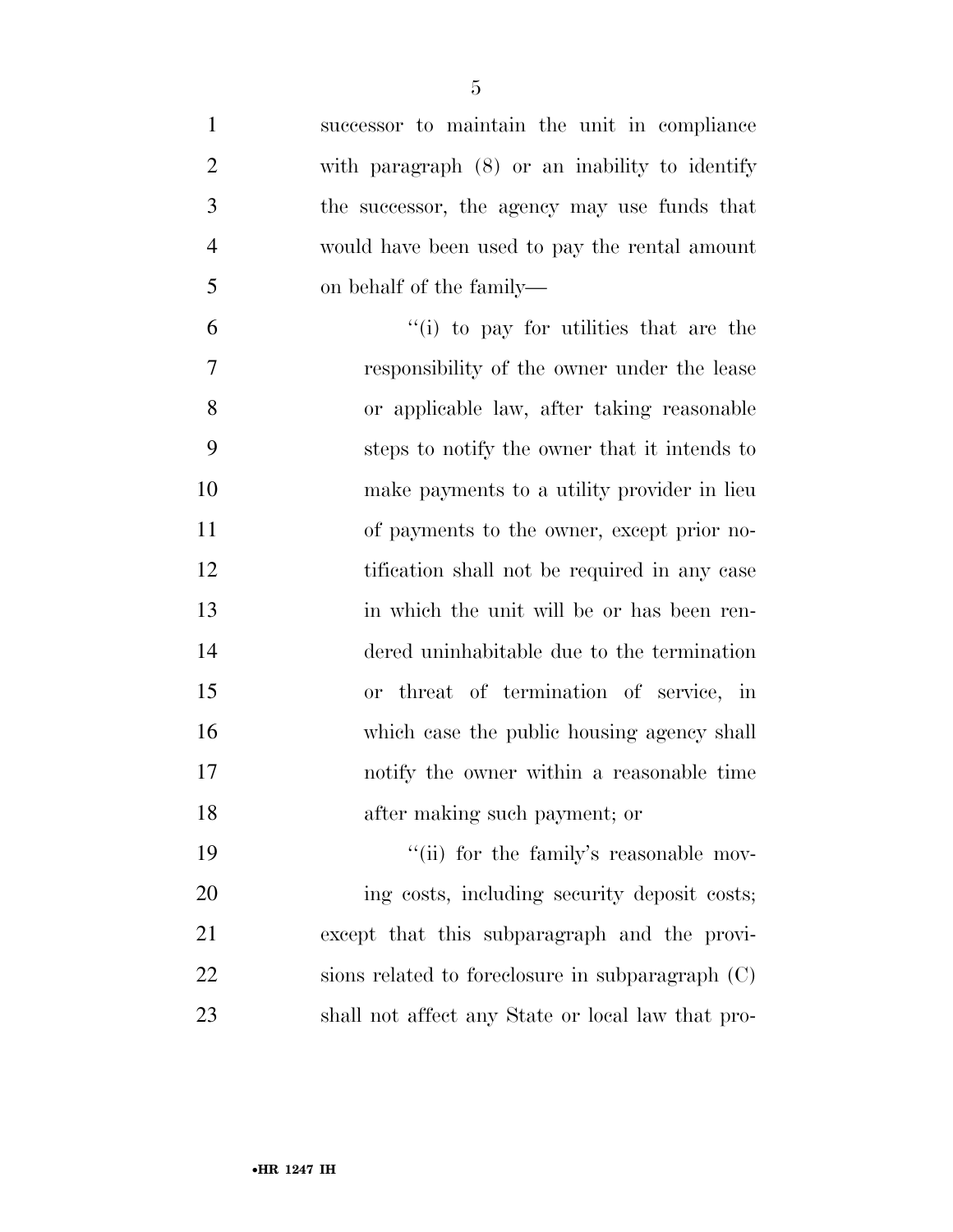successor to maintain the unit in compliance with paragraph (8) or an inability to identify the successor, the agency may use funds that would have been used to pay the rental amount on behalf of the family—

"(i) to pay for utilities that are the responsibility of the owner under the lease or applicable law, after taking reasonable steps to notify the owner that it intends to make payments to a utility provider in lieu of payments to the owner, except prior notification shall not be required in any case in which the unit will be or has been rendered uninhabitable due to the termination or threat of termination of service, in which case the public housing agency shall notify the owner within a reasonable time after making such payment; or

"(ii) for the family's reasonable moving costs, including security deposit costs;

except that this subparagraph and the provisions related to foreclosure in subparagraph (C) shall not affect any State or local law that pro-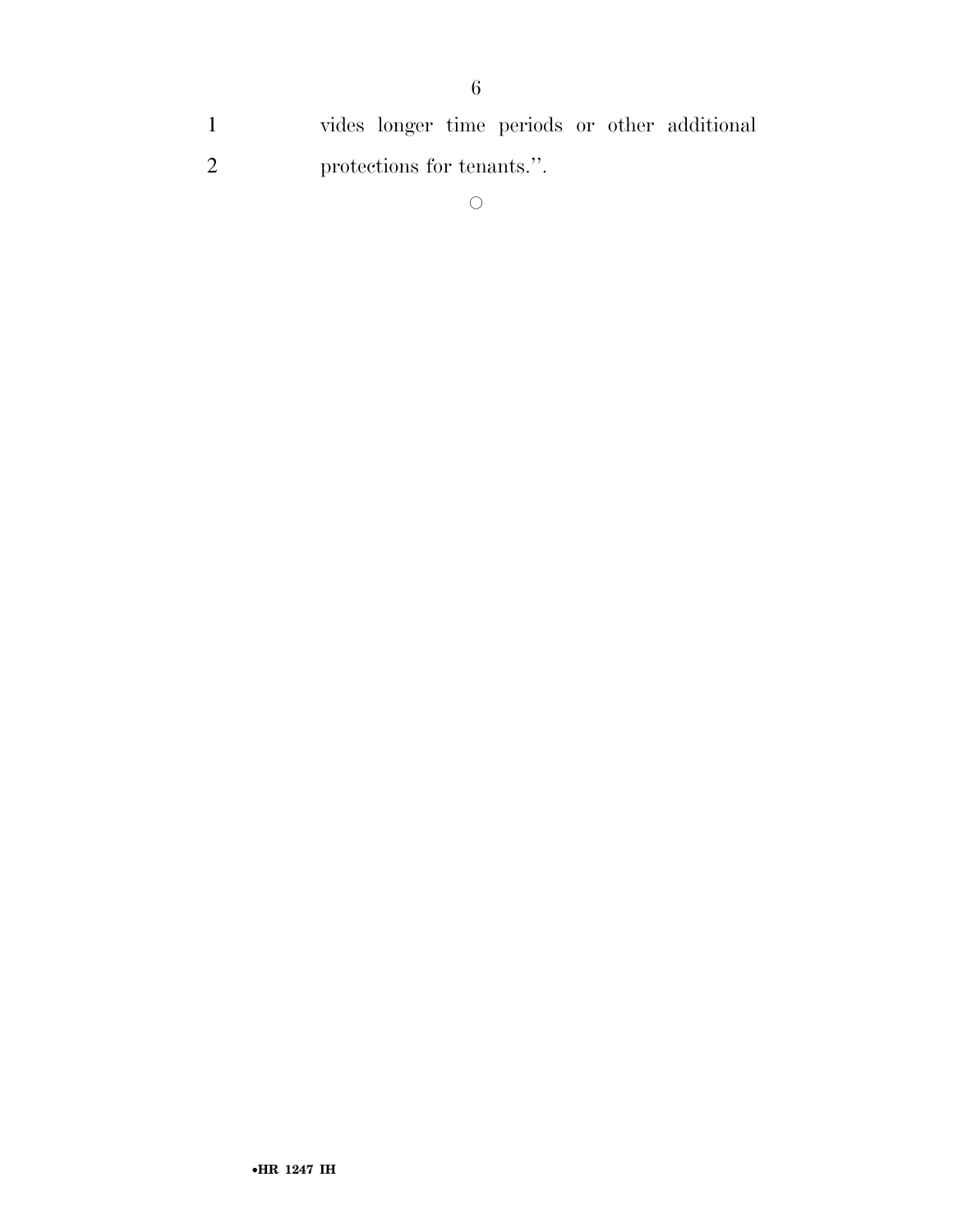vides longer time periods or other additional protections for tenants.''.

○